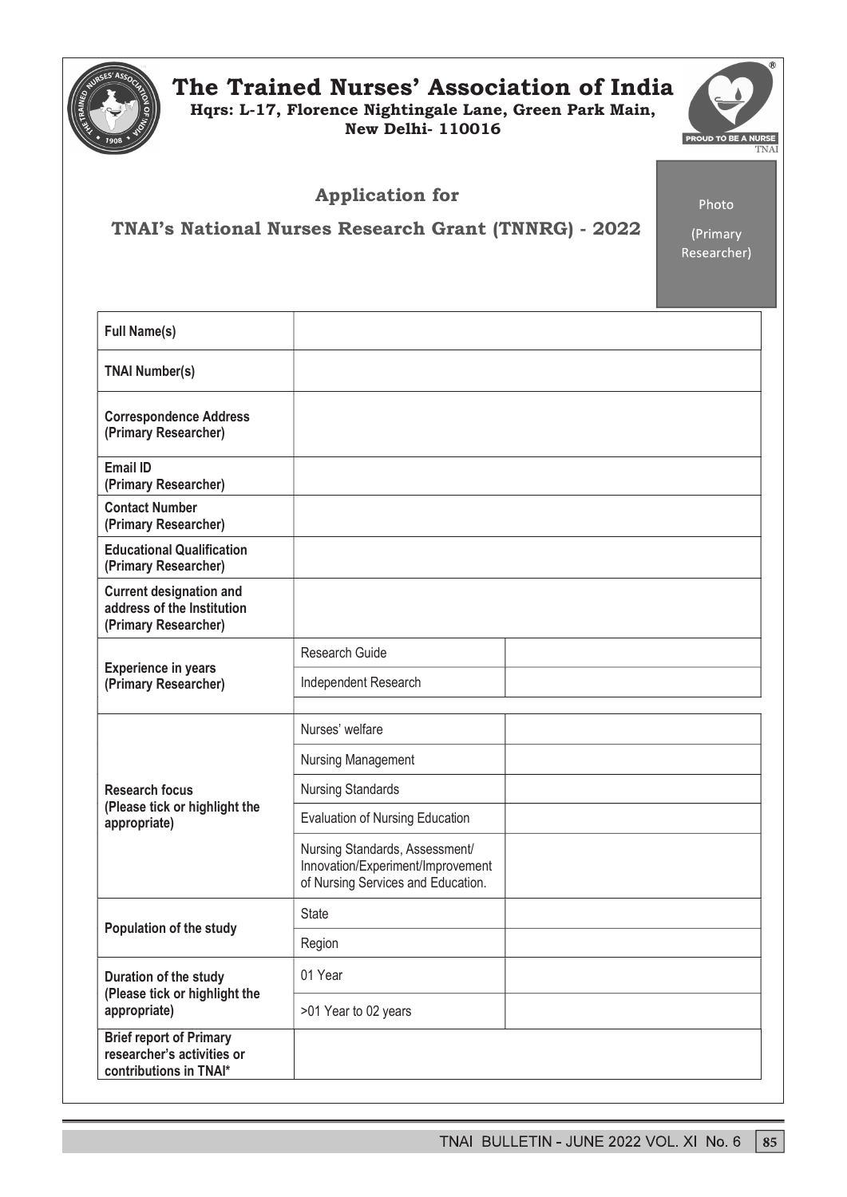# The Trained Nurses' Association of India

**Hqrs: L-17, Florence Nightingale Lane, Green Park Main, New Delhi- 110016**

PROUD TO BE A NURSE
TNAI

## Application for

## TNAI's National Nurses Research Grant (TNNRG) - 2022

Photo
(Primary Researcher)

| | | |
|---|---|---|
| **Full Name(s)** | | |
| **TNAI Number(s)** | | |
| **Correspondence Address (Primary Researcher)** | | |
| **Email ID (Primary Researcher)** | | |
| **Contact Number (Primary Researcher)** | | |
| **Educational Qualification (Primary Researcher)** | | |
| **Current designation and address of the Institution (Primary Researcher)** | | |
| **Experience in years (Primary Researcher)** | Research Guide | |
| | Independent Research | |
| **Research focus (Please tick or highlight the appropriate)** | Nurses' welfare | |
| | Nursing Management | |
| | Nursing Standards | |
| | Evaluation of Nursing Education | |
| | Nursing Standards, Assessment/ Innovation/Experiment/Improvement of Nursing Services and Education. | |
| **Population of the study** | State | |
| | Region | |
| **Duration of the study (Please tick or highlight the appropriate)** | 01 Year | |
| | >01 Year to 02 years | |
| **Brief report of Primary researcher's activities or contributions in TNAI*** | | |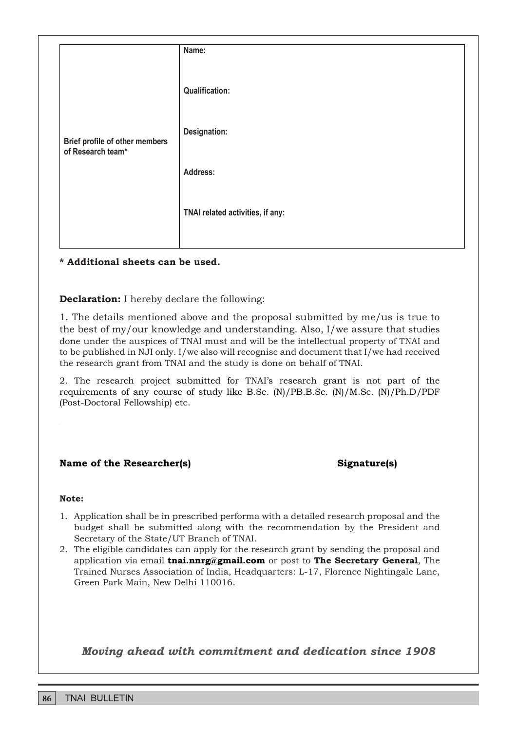| Brief profile of other members of Research team* | **Name:**<br><br>**Qualification:**<br><br>**Designation:**<br><br>**Address:**<br><br>**TNAI related activities, if any:** |
|---|---|

**\* Additional sheets can be used.**

**Declaration:** I hereby declare the following:

1. The details mentioned above and the proposal submitted by me/us is true to the best of my/our knowledge and understanding. Also, I/we assure that studies done under the auspices of TNAI must and will be the intellectual property of TNAI and to be published in NJI only. I/we also will recognise and document that I/we had received the research grant from TNAI and the study is done on behalf of TNAI.

2. The research project submitted for TNAI's research grant is not part of the requirements of any course of study like B.Sc. (N)/PB.B.Sc. (N)/M.Sc. (N)/Ph.D/PDF (Post-Doctoral Fellowship) etc.

**Name of the Researcher(s)** **Signature(s)**

**Note:**

1. Application shall be in prescribed performa with a detailed research proposal and the budget shall be submitted along with the recommendation by the President and Secretary of the State/UT Branch of TNAI.
2. The eligible candidates can apply for the research grant by sending the proposal and application via email **tnai.nnrg@gmail.com** or post to **The Secretary General**, The Trained Nurses Association of India, Headquarters: L-17, Florence Nightingale Lane, Green Park Main, New Delhi 110016.

***Moving ahead with commitment and dedication since 1908***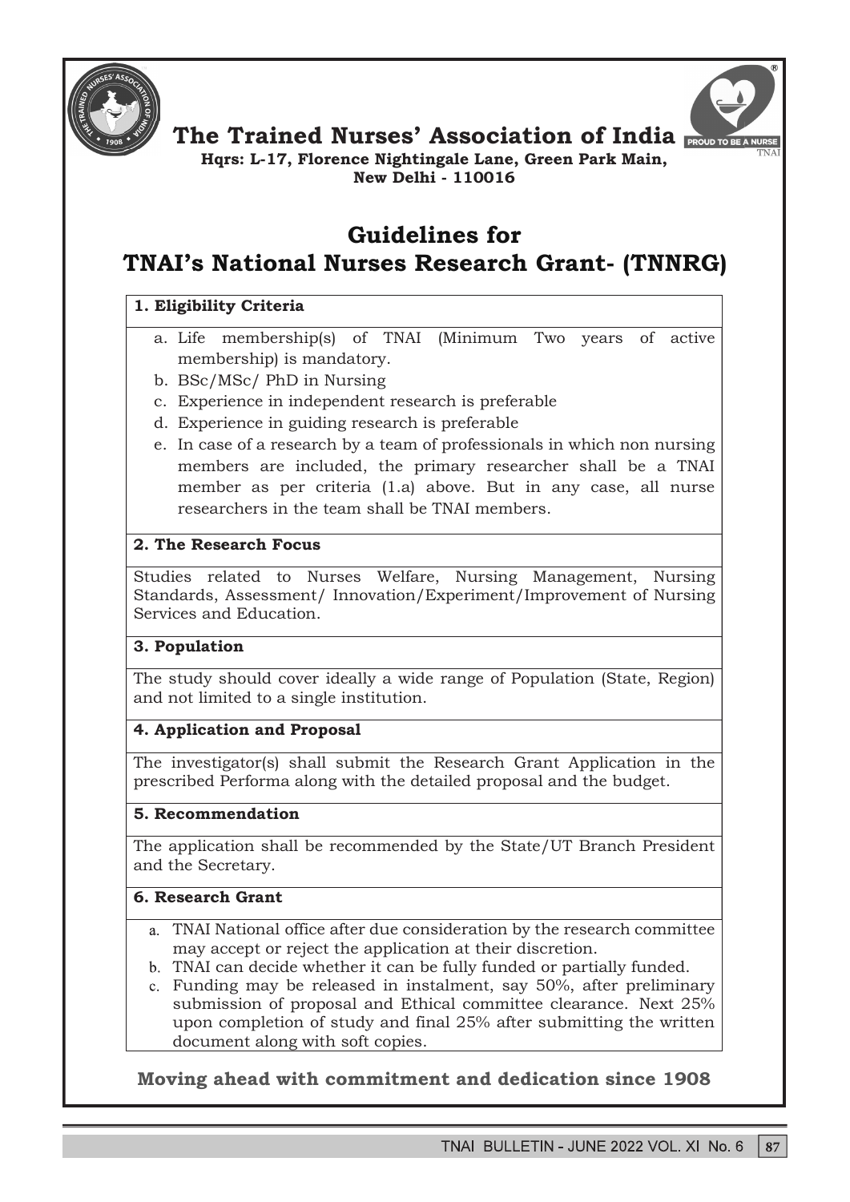# The Trained Nurses' Association of India

**Hqrs: L-17, Florence Nightingale Lane, Green Park Main, New Delhi - 110016**

## Guidelines for TNAI's National Nurses Research Grant- (TNNRG)

### 1. Eligibility Criteria

a. Life membership(s) of TNAI (Minimum Two years of active membership) is mandatory.
b. BSc/MSc/ PhD in Nursing
c. Experience in independent research is preferable
d. Experience in guiding research is preferable
e. In case of a research by a team of professionals in which non nursing members are included, the primary researcher shall be a TNAI member as per criteria (1.a) above. But in any case, all nurse researchers in the team shall be TNAI members.

### 2. The Research Focus

Studies related to Nurses Welfare, Nursing Management, Nursing Standards, Assessment/ Innovation/Experiment/Improvement of Nursing Services and Education.

### 3. Population

The study should cover ideally a wide range of Population (State, Region) and not limited to a single institution.

### 4. Application and Proposal

The investigator(s) shall submit the Research Grant Application in the prescribed Performa along with the detailed proposal and the budget.

### 5. Recommendation

The application shall be recommended by the State/UT Branch President and the Secretary.

### 6. Research Grant

a. TNAI National office after due consideration by the research committee may accept or reject the application at their discretion.
b. TNAI can decide whether it can be fully funded or partially funded.
c. Funding may be released in instalment, say 50%, after preliminary submission of proposal and Ethical committee clearance. Next 25% upon completion of study and final 25% after submitting the written document along with soft copies.

**Moving ahead with commitment and dedication since 1908**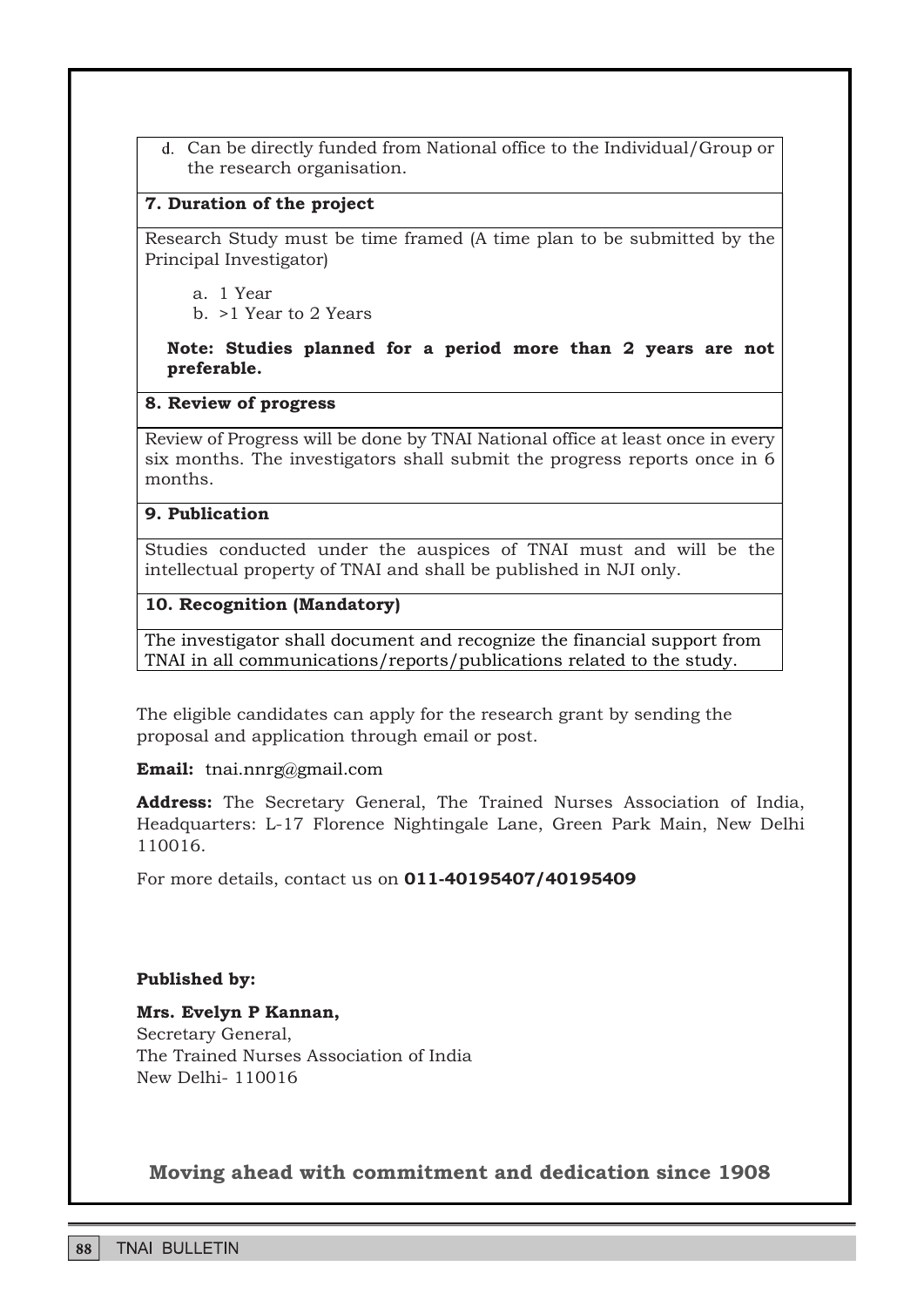d. Can be directly funded from National office to the Individual/Group or the research organisation.

**7. Duration of the project**

Research Study must be time framed (A time plan to be submitted by the Principal Investigator)

a. 1 Year
b. >1 Year to 2 Years

**Note: Studies planned for a period more than 2 years are not preferable.**

**8. Review of progress**

Review of Progress will be done by TNAI National office at least once in every six months. The investigators shall submit the progress reports once in 6 months.

**9. Publication**

Studies conducted under the auspices of TNAI must and will be the intellectual property of TNAI and shall be published in NJI only.

**10. Recognition (Mandatory)**

The investigator shall document and recognize the financial support from TNAI in all communications/reports/publications related to the study.

The eligible candidates can apply for the research grant by sending the proposal and application through email or post.

**Email:** tnai.nnrg@gmail.com

**Address:** The Secretary General, The Trained Nurses Association of India, Headquarters: L-17 Florence Nightingale Lane, Green Park Main, New Delhi 110016.

For more details, contact us on **011-40195407/40195409**

**Published by:**

**Mrs. Evelyn P Kannan,**
Secretary General,
The Trained Nurses Association of India
New Delhi- 110016

**Moving ahead with commitment and dedication since 1908**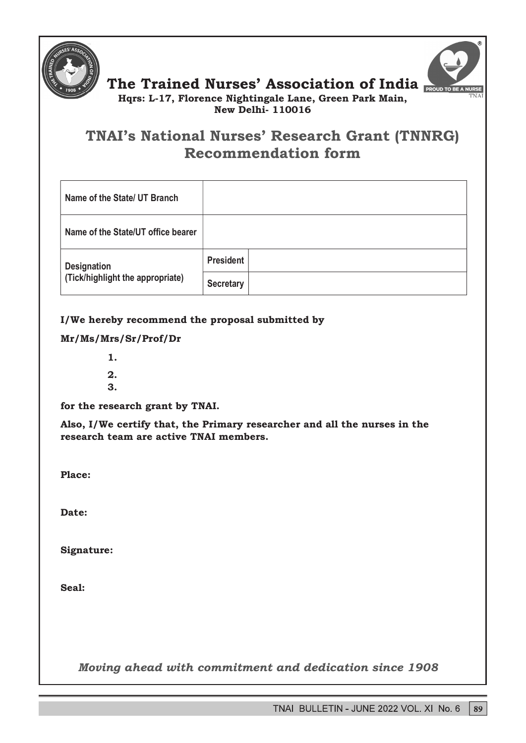# The Trained Nurses' Association of India

**Hqrs: L-17, Florence Nightingale Lane, Green Park Main, New Delhi- 110016**

## TNAI's National Nurses' Research Grant (TNNRG) Recommendation form

| | | |
|---|---|---|
| Name of the State/ UT Branch | | |
| Name of the State/UT office bearer | | |
| Designation (Tick/highlight the appropriate) | President | |
| | Secretary | |

**I/We hereby recommend the proposal submitted by**

**Mr/Ms/Mrs/Sr/Prof/Dr**

**1.**

**2.**

**3.**

**for the research grant by TNAI.**

**Also, I/We certify that, the Primary researcher and all the nurses in the research team are active TNAI members.**

**Place:**

**Date:**

**Signature:**

**Seal:**

***Moving ahead with commitment and dedication since 1908***